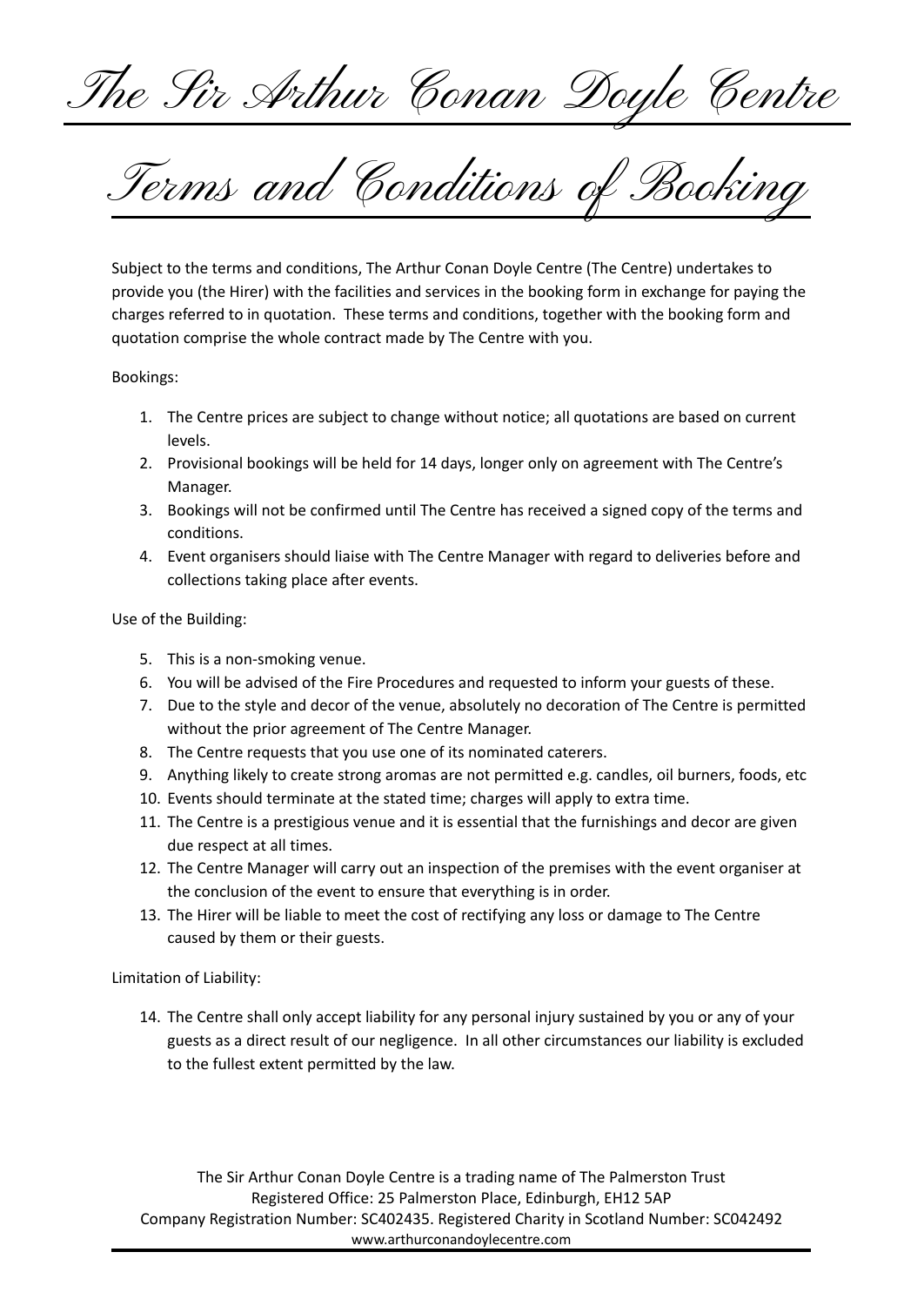# The Sir Arthur Conan Doyle Centre

## Terms and Conditions of Booking

Subject to the terms and conditions, The Arthur Conan Doyle Centre (The Centre) undertakes to provide you (the Hirer) with the facilities and services in the booking form in exchange for paying the charges referred to in quotation. These terms and conditions, together with the booking form and quotation comprise the whole contract made by The Centre with you.

Bookings:

1. The Centre prices are subject to change without notice; all quotations are based on current levels.
2. Provisional bookings will be held for 14 days, longer only on agreement with The Centre's Manager.
3. Bookings will not be confirmed until The Centre has received a signed copy of the terms and conditions.
4. Event organisers should liaise with The Centre Manager with regard to deliveries before and collections taking place after events.

Use of the Building:

5. This is a non-smoking venue.
6. You will be advised of the Fire Procedures and requested to inform your guests of these.
7. Due to the style and decor of the venue, absolutely no decoration of The Centre is permitted without the prior agreement of The Centre Manager.
8. The Centre requests that you use one of its nominated caterers.
9. Anything likely to create strong aromas are not permitted e.g. candles, oil burners, foods, etc
10. Events should terminate at the stated time; charges will apply to extra time.
11. The Centre is a prestigious venue and it is essential that the furnishings and decor are given due respect at all times.
12. The Centre Manager will carry out an inspection of the premises with the event organiser at the conclusion of the event to ensure that everything is in order.
13. The Hirer will be liable to meet the cost of rectifying any loss or damage to The Centre caused by them or their guests.

Limitation of Liability:

14. The Centre shall only accept liability for any personal injury sustained by you or any of your guests as a direct result of our negligence. In all other circumstances our liability is excluded to the fullest extent permitted by the law.

The Sir Arthur Conan Doyle Centre is a trading name of The Palmerston Trust
Registered Office: 25 Palmerston Place, Edinburgh, EH12 5AP
Company Registration Number: SC402435. Registered Charity in Scotland Number: SC042492
www.arthurconandoylecentre.com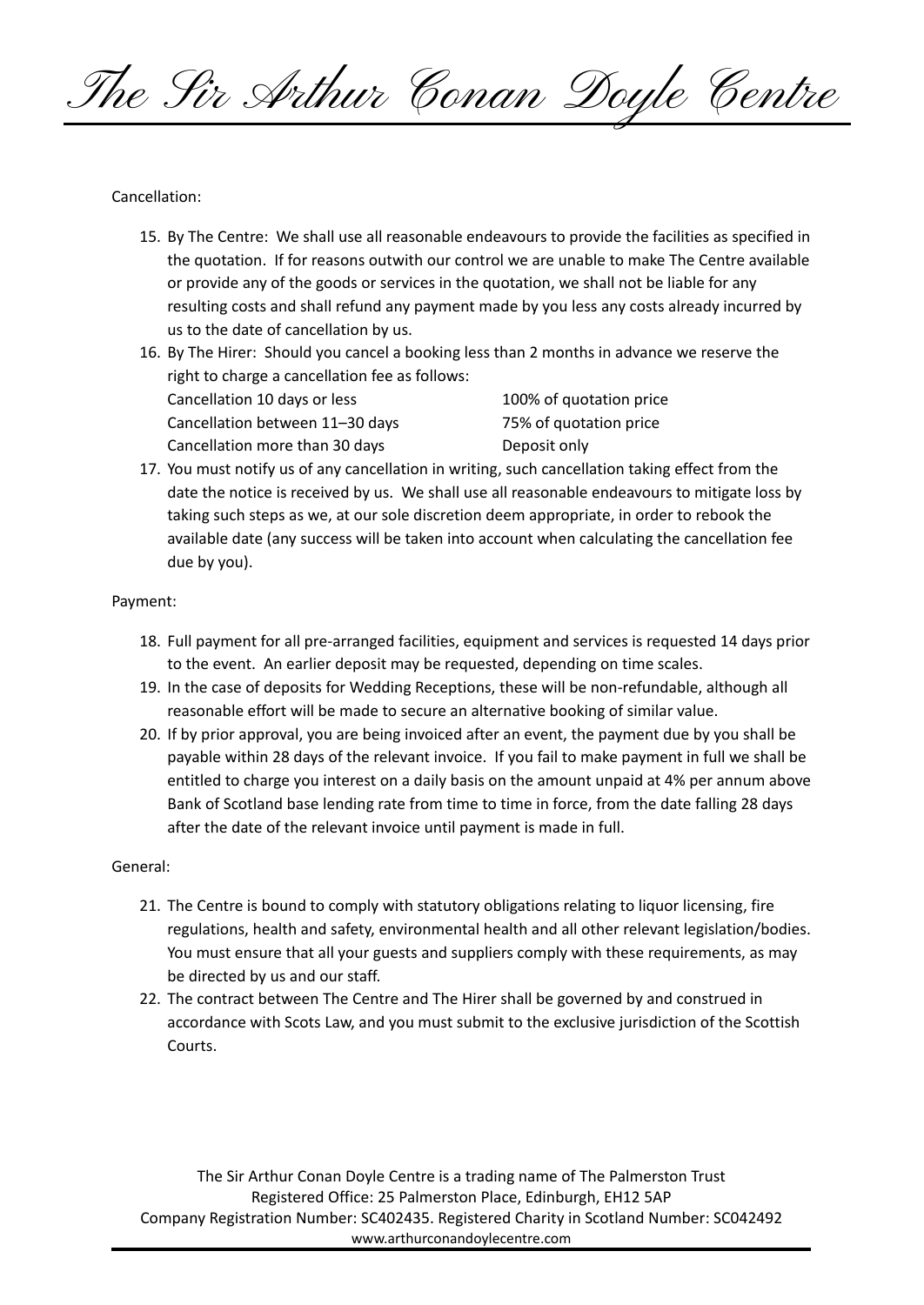Cancellation:

15. By The Centre: We shall use all reasonable endeavours to provide the facilities as specified in the quotation. If for reasons outwith our control we are unable to make The Centre available or provide any of the goods or services in the quotation, we shall not be liable for any resulting costs and shall refund any payment made by you less any costs already incurred by us to the date of cancellation by us.
16. By The Hirer: Should you cancel a booking less than 2 months in advance we reserve the right to charge a cancellation fee as follows:

| | |
|---|---|
| Cancellation 10 days or less | 100% of quotation price |
| Cancellation between 11–30 days | 75% of quotation price |
| Cancellation more than 30 days | Deposit only |

17. You must notify us of any cancellation in writing, such cancellation taking effect from the date the notice is received by us. We shall use all reasonable endeavours to mitigate loss by taking such steps as we, at our sole discretion deem appropriate, in order to rebook the available date (any success will be taken into account when calculating the cancellation fee due by you).

Payment:

18. Full payment for all pre-arranged facilities, equipment and services is requested 14 days prior to the event. An earlier deposit may be requested, depending on time scales.
19. In the case of deposits for Wedding Receptions, these will be non-refundable, although all reasonable effort will be made to secure an alternative booking of similar value.
20. If by prior approval, you are being invoiced after an event, the payment due by you shall be payable within 28 days of the relevant invoice. If you fail to make payment in full we shall be entitled to charge you interest on a daily basis on the amount unpaid at 4% per annum above Bank of Scotland base lending rate from time to time in force, from the date falling 28 days after the date of the relevant invoice until payment is made in full.

General:

21. The Centre is bound to comply with statutory obligations relating to liquor licensing, fire regulations, health and safety, environmental health and all other relevant legislation/bodies. You must ensure that all your guests and suppliers comply with these requirements, as may be directed by us and our staff.
22. The contract between The Centre and The Hirer shall be governed by and construed in accordance with Scots Law, and you must submit to the exclusive jurisdiction of the Scottish Courts.